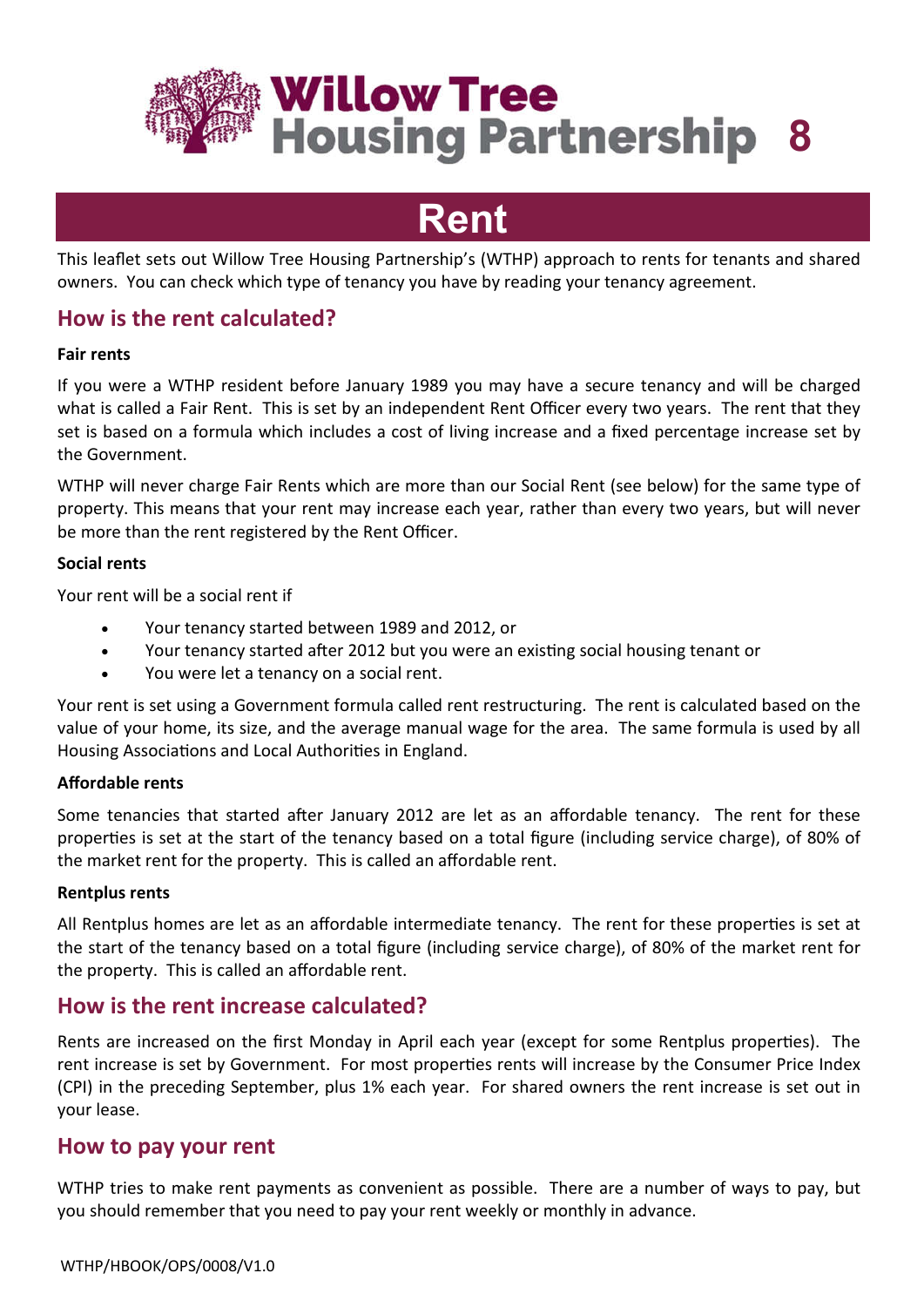# Willow Tree Housing Partnership 8

# Rent

This leaflet sets out Willow Tree Housing Partnership's (WTHP) approach to rents for tenants and shared owners. You can check which type of tenancy you have by reading your tenancy agreement.

## How is the rent calculated?

**Fair rents**

If you were a WTHP resident before January 1989 you may have a secure tenancy and will be charged what is called a Fair Rent. This is set by an independent Rent Officer every two years. The rent that they set is based on a formula which includes a cost of living increase and a fixed percentage increase set by the Government.

WTHP will never charge Fair Rents which are more than our Social Rent (see below) for the same type of property. This means that your rent may increase each year, rather than every two years, but will never be more than the rent registered by the Rent Officer.

**Social rents**

Your rent will be a social rent if

- Your tenancy started between 1989 and 2012, or
- Your tenancy started after 2012 but you were an existing social housing tenant or
- You were let a tenancy on a social rent.

Your rent is set using a Government formula called rent restructuring. The rent is calculated based on the value of your home, its size, and the average manual wage for the area. The same formula is used by all Housing Associations and Local Authorities in England.

**Affordable rents**

Some tenancies that started after January 2012 are let as an affordable tenancy. The rent for these properties is set at the start of the tenancy based on a total figure (including service charge), of 80% of the market rent for the property. This is called an affordable rent.

**Rentplus rents**

All Rentplus homes are let as an affordable intermediate tenancy. The rent for these properties is set at the start of the tenancy based on a total figure (including service charge), of 80% of the market rent for the property. This is called an affordable rent.

## How is the rent increase calculated?

Rents are increased on the first Monday in April each year (except for some Rentplus properties). The rent increase is set by Government. For most properties rents will increase by the Consumer Price Index (CPI) in the preceding September, plus 1% each year. For shared owners the rent increase is set out in your lease.

## How to pay your rent

WTHP tries to make rent payments as convenient as possible. There are a number of ways to pay, but you should remember that you need to pay your rent weekly or monthly in advance.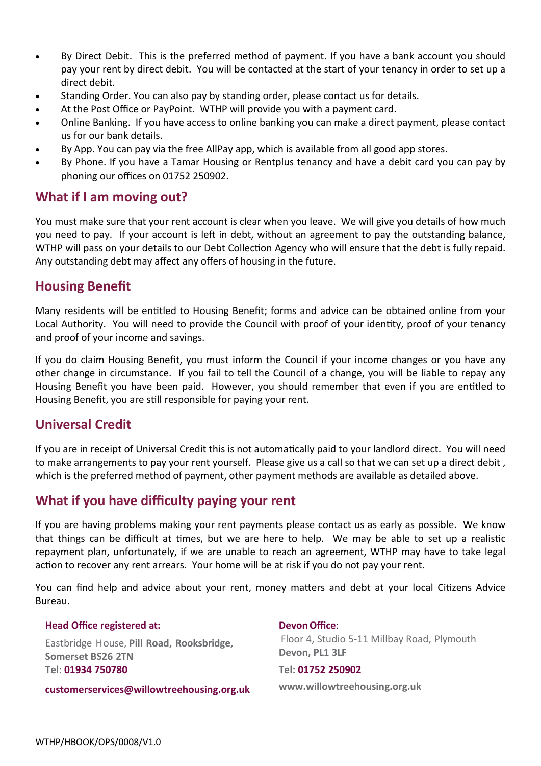- By Direct Debit. This is the preferred method of payment. If you have a bank account you should pay your rent by direct debit. You will be contacted at the start of your tenancy in order to set up a direct debit.
- Standing Order. You can also pay by standing order, please contact us for details.
- At the Post Office or PayPoint. WTHP will provide you with a payment card.
- Online Banking. If you have access to online banking you can make a direct payment, please contact us for our bank details.
- By App. You can pay via the free AllPay app, which is available from all good app stores.
- By Phone. If you have a Tamar Housing or Rentplus tenancy and have a debit card you can pay by phoning our offices on 01752 250902.

## What if I am moving out?

You must make sure that your rent account is clear when you leave. We will give you details of how much you need to pay. If your account is left in debt, without an agreement to pay the outstanding balance, WTHP will pass on your details to our Debt Collection Agency who will ensure that the debt is fully repaid. Any outstanding debt may affect any offers of housing in the future.

## Housing Benefit

Many residents will be entitled to Housing Benefit; forms and advice can be obtained online from your Local Authority. You will need to provide the Council with proof of your identity, proof of your tenancy and proof of your income and savings.

If you do claim Housing Benefit, you must inform the Council if your income changes or you have any other change in circumstance. If you fail to tell the Council of a change, you will be liable to repay any Housing Benefit you have been paid. However, you should remember that even if you are entitled to Housing Benefit, you are still responsible for paying your rent.

## Universal Credit

If you are in receipt of Universal Credit this is not automatically paid to your landlord direct. You will need to make arrangements to pay your rent yourself. Please give us a call so that we can set up a direct debit , which is the preferred method of payment, other payment methods are available as detailed above.

## What if you have difficulty paying your rent

If you are having problems making your rent payments please contact us as early as possible. We know that things can be difficult at times, but we are here to help. We may be able to set up a realistic repayment plan, unfortunately, if we are unable to reach an agreement, WTHP may have to take legal action to recover any rent arrears. Your home will be at risk if you do not pay your rent.

You can find help and advice about your rent, money matters and debt at your local Citizens Advice Bureau.

**Head Office registered at:**

Eastbridge House, **Pill Road, Rooksbridge, Somerset BS26 2TN**
**Tel: 01934 750780**

**customerservices@willowtreehousing.org.uk**

**Devon Office:**

Floor 4, Studio 5-11 Millbay Road, Plymouth **Devon, PL1 3LF**

**Tel: 01752 250902**

**www.willowtreehousing.org.uk**

WTHP/HBOOK/OPS/0008/V1.0